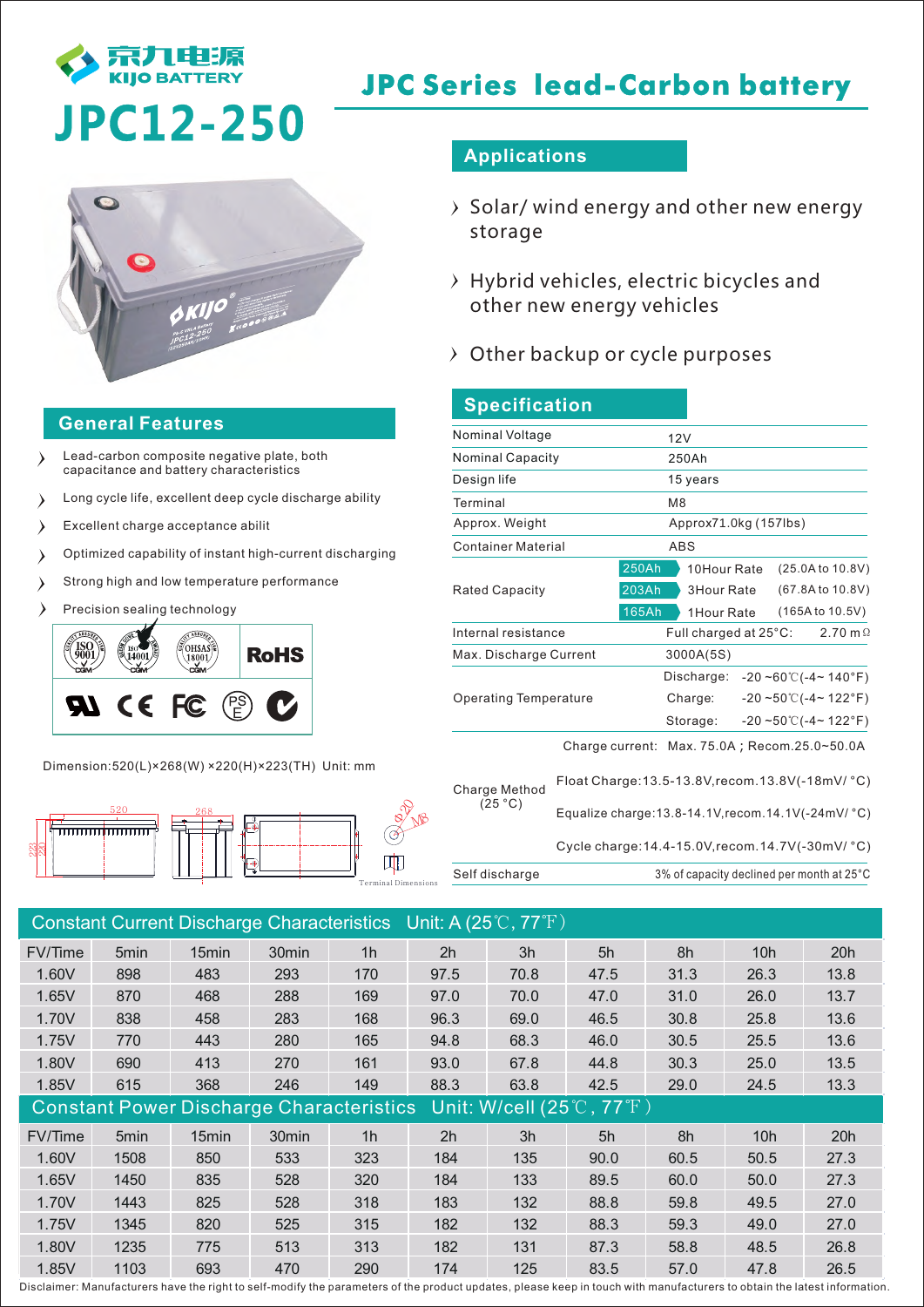京九电源
KIJO BATTERY

# JPC12-250

## JPC Series lead-Carbon battery

## Applications

- Solar/ wind energy and other new energy storage
- Hybrid vehicles, electric bicycles and other new energy vehicles
- Other backup or cycle purposes

## General Features

- Lead-carbon composite negative plate, both capacitance and battery characteristics
- Long cycle life, excellent deep cycle discharge ability
- Excellent charge acceptance abilit
- Optimized capability of instant high-current discharging
- Strong high and low temperature performance
- Precision sealing technology

ISO 9001 | ISO 14001 | OHSAS 18001 | RoHS

Dimension:520(L)×268(W) ×220(H)×223(TH) Unit: mm

520 | 268 | 223 | 220 | Φ20 | M8 | Terminal Dimensions

## Specification

| | | |
|---|---|---|
| Nominal Voltage | 12V | |
| Nominal Capacity | 250Ah | |
| Design life | 15 years | |
| Terminal | M8 | |
| Approx. Weight | Approx71.0kg (157lbs) | |
| Container Material | ABS | |
| Rated Capacity | 250Ah 10Hour Rate | (25.0A to 10.8V) |
| | 203Ah 3Hour Rate | (67.8A to 10.8V) |
| | 165Ah 1Hour Rate | (165A to 10.5V) |
| Internal resistance | Full charged at 25°C: | 2.70 mΩ |
| Max. Discharge Current | 3000A(5S) | |
| Operating Temperature | Discharge: | -20 ~60℃(-4~ 140°F) |
| | Charge: | -20 ~50℃(-4~ 122°F) |
| | Storage: | -20 ~50℃(-4~ 122°F) |
| Charge Method (25 °C) | Charge current: | Max. 75.0A ; Recom.25.0~50.0A |
| | Float Charge:13.5-13.8V,recom.13.8V(-18mV/ °C) | |
| | Equalize charge:13.8-14.1V,recom.14.1V(-24mV/ °C) | |
| | Cycle charge:14.4-15.0V,recom.14.7V(-30mV/ °C) | |
| Self discharge | 3% of capacity declined per month at 25°C | |

## Constant Current Discharge Characteristics Unit: A (25℃, 77℉)

| FV/Time | 5min | 15min | 30min | 1h | 2h | 3h | 5h | 8h | 10h | 20h |
|---|---|---|---|---|---|---|---|---|---|---|
| 1.60V | 898 | 483 | 293 | 170 | 97.5 | 70.8 | 47.5 | 31.3 | 26.3 | 13.8 |
| 1.65V | 870 | 468 | 288 | 169 | 97.0 | 70.0 | 47.0 | 31.0 | 26.0 | 13.7 |
| 1.70V | 838 | 458 | 283 | 168 | 96.3 | 69.0 | 46.5 | 30.8 | 25.8 | 13.6 |
| 1.75V | 770 | 443 | 280 | 165 | 94.8 | 68.3 | 46.0 | 30.5 | 25.5 | 13.6 |
| 1.80V | 690 | 413 | 270 | 161 | 93.0 | 67.8 | 44.8 | 30.3 | 25.0 | 13.5 |
| 1.85V | 615 | 368 | 246 | 149 | 88.3 | 63.8 | 42.5 | 29.0 | 24.5 | 13.3 |

## Constant Power Discharge Characteristics Unit: W/cell (25℃, 77℉)

| FV/Time | 5min | 15min | 30min | 1h | 2h | 3h | 5h | 8h | 10h | 20h |
|---|---|---|---|---|---|---|---|---|---|---|
| 1.60V | 1508 | 850 | 533 | 323 | 184 | 135 | 90.0 | 60.5 | 50.5 | 27.3 |
| 1.65V | 1450 | 835 | 528 | 320 | 184 | 133 | 89.5 | 60.0 | 50.0 | 27.3 |
| 1.70V | 1443 | 825 | 528 | 318 | 183 | 132 | 88.8 | 59.8 | 49.5 | 27.0 |
| 1.75V | 1345 | 820 | 525 | 315 | 182 | 132 | 88.3 | 59.3 | 49.0 | 27.0 |
| 1.80V | 1235 | 775 | 513 | 313 | 182 | 131 | 87.3 | 58.8 | 48.5 | 26.8 |
| 1.85V | 1103 | 693 | 470 | 290 | 174 | 125 | 83.5 | 57.0 | 47.8 | 26.5 |

Disclaimer: Manufacturers have the right to self-modify the parameters of the product updates, please keep in touch with manufacturers to obtain the latest information.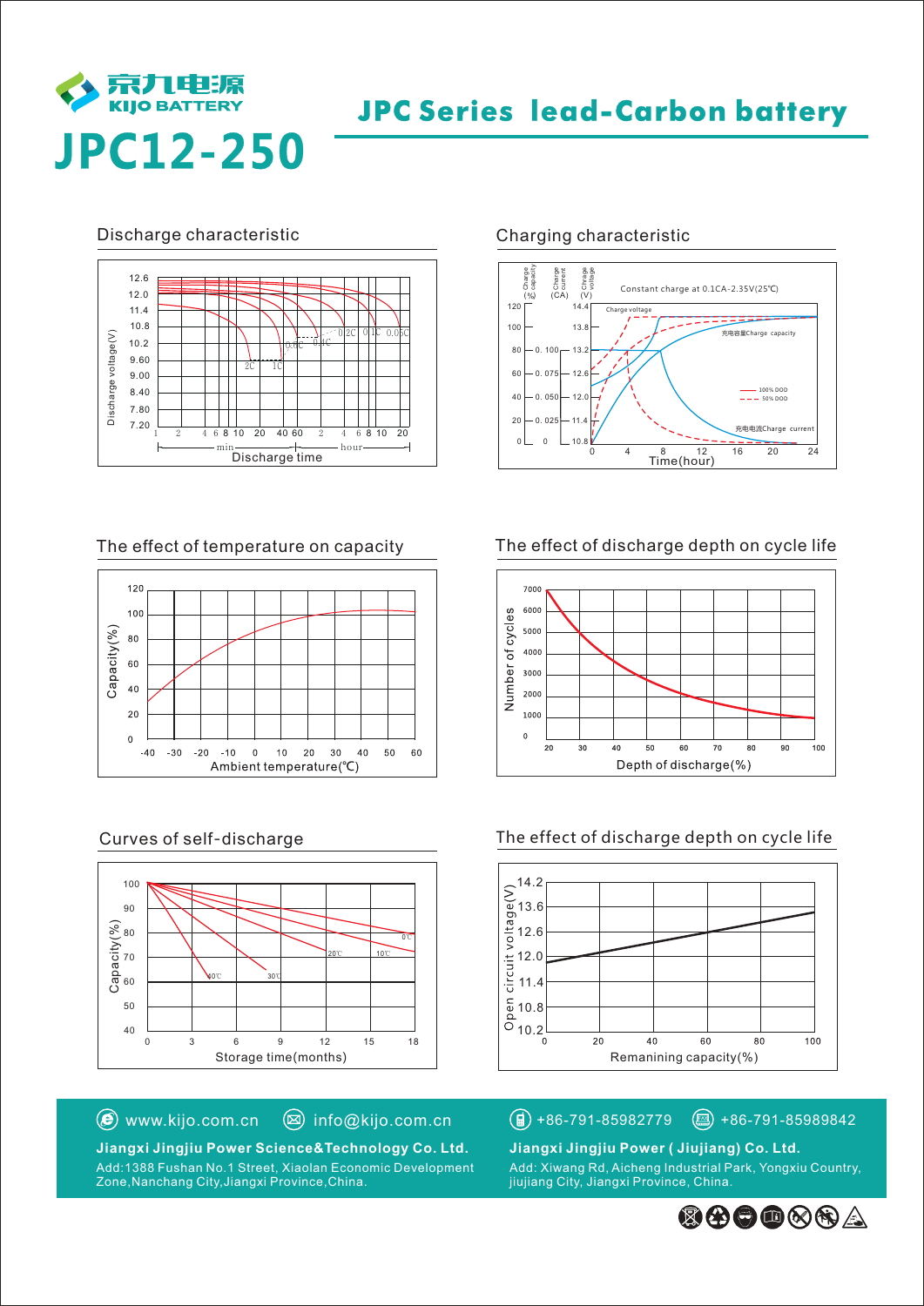京九电源
KIJO BATTERY

# JPC12-250

## JPC Series lead-Carbon battery

### Discharge characteristic

12.6
12.0
11.4
10.8
10.2
9.60
9.00
8.40
7.80
7.20

Discharge voltage(V)

0.2C 0.1C 0.05C
0.6C 0.4C
2C 1C

1 2 4 6 8 10 20 40 60 2 4 6 8 10 20

min hour

Discharge time

### Charging characteristic

Charge capacity (%)
Charge current (CA)
Charge voltage (V)

Constant charge at 0.1CA-2.35V(25℃)

120 100 80 60 40 20 0
14.4 13.8 13.2 12.6 12.0 11.4 10.8
0.100 0.075 0.050 0.025 0

Charge voltage
充电容量Charge capacity
100% DOD
50% DOD
充电电流Charge current

0 4 8 12 16 20 24

Time(hour)

### The effect of temperature on capacity

120
100
80
60
40
20
0

Capacity(%)

-40 -30 -20 -10 0 10 20 30 40 50 60

Ambient temperature(℃)

### The effect of discharge depth on cycle life

7000
6000
5000
4000
3000
2000
1000
0

Number of cycles

20 30 40 50 60 70 80 90 100

Depth of discharge(%)

### Curves of self-discharge

100
90
80
70
60
50
40

Capacity(%)

0℃
20℃
10℃
40℃
30℃

0 3 6 9 12 15 18

Storage time(months)

### The effect of discharge depth on cycle life

14.2
13.6
12.6
12.0
11.4
10.8
10.2

Open circuit voltage(V)

0 20 40 60 80 100

Remaining capacity(%)

---

www.kijo.com.cn info@kijo.com.cn

**Jiangxi Jingjiu Power Science&Technology Co. Ltd.**
Add:1388 Fushan No.1 Street, Xiaolan Economic Development Zone,Nanchang City,Jiangxi Province,China.

+86-791-85982779 +86-791-85989842

**Jiangxi Jingjiu Power ( Jiujiang) Co. Ltd.**
Add: Xiwang Rd, Aicheng Industrial Park, Yongxiu Country, jiujiang City, Jiangxi Province, China.